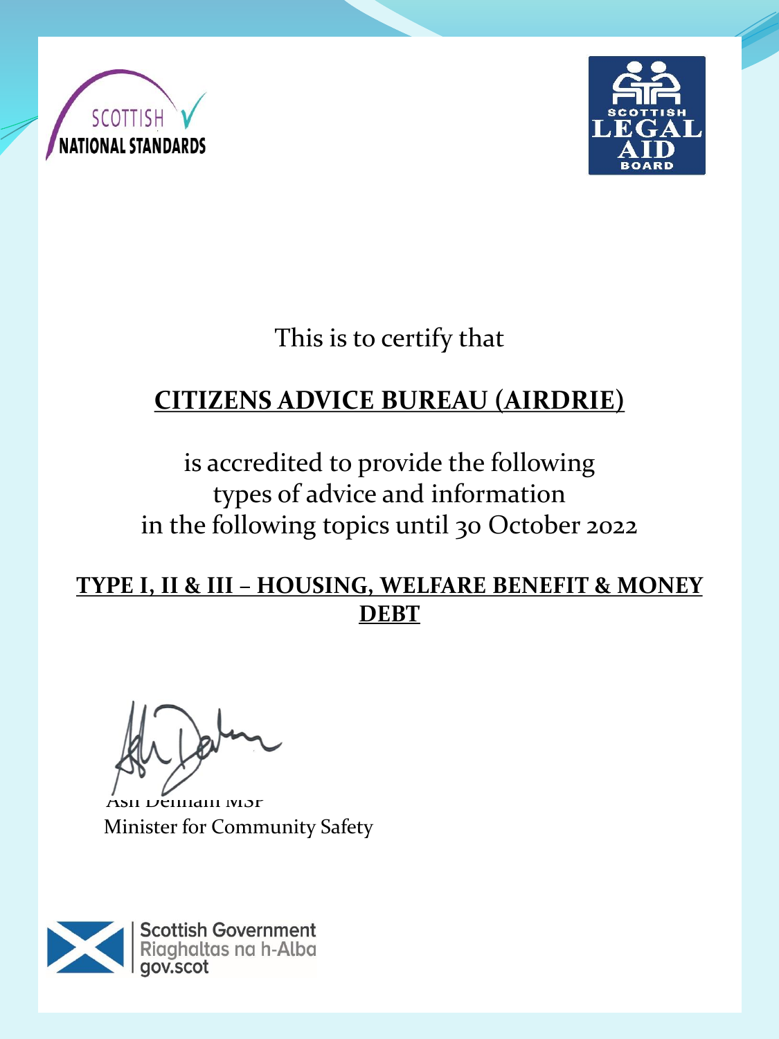SCOTTISH NATIONAL STANDARDS

SCOTTISH LEGAL AID BOARD

This is to certify that

**CITIZENS ADVICE BUREAU (AIRDRIE)**

is accredited to provide the following
types of advice and information
in the following topics until 30 October 2022

**TYPE I, II & III – HOUSING, WELFARE BENEFIT & MONEY DEBT**

Ash Denham MSP
Minister for Community Safety

Scottish Government
Riaghaltas na h-Alba
gov.scot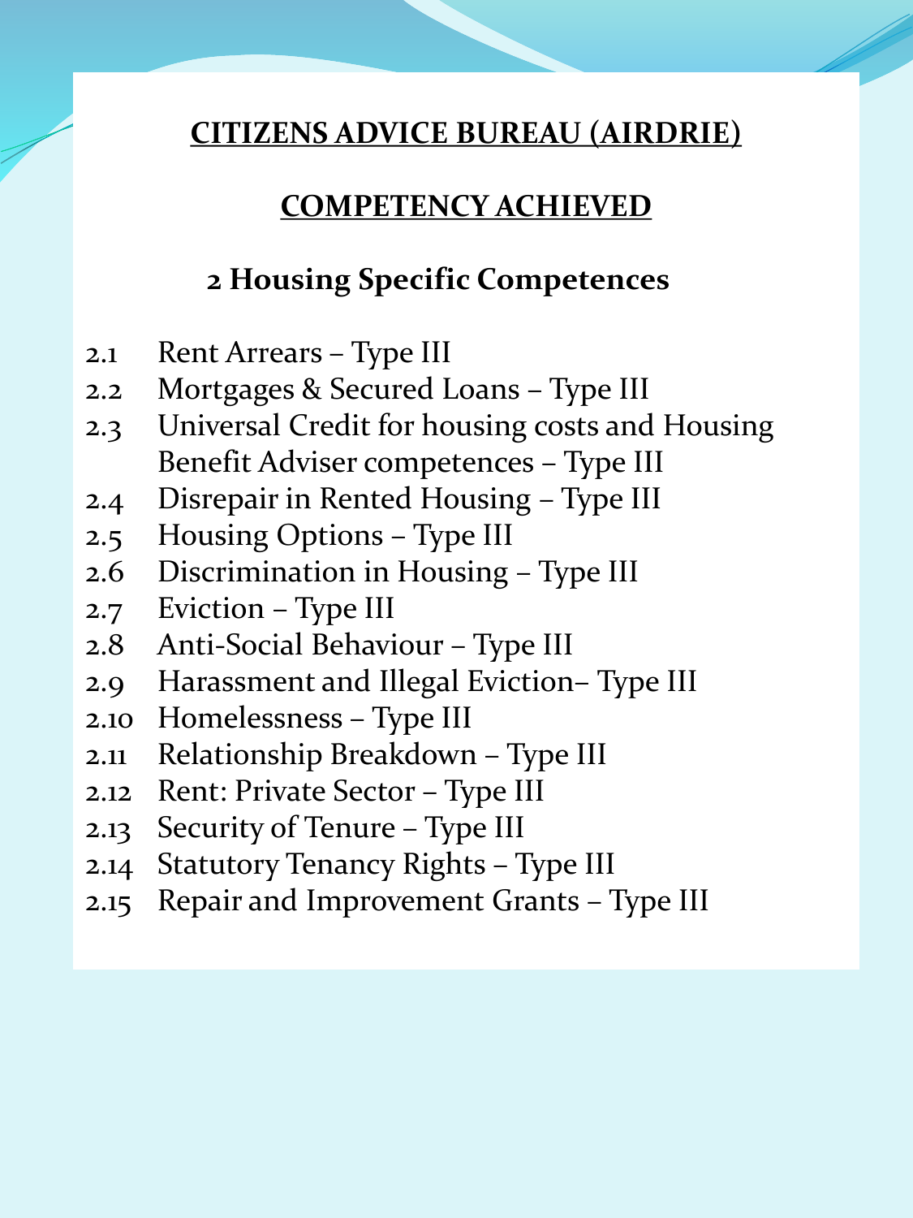# CITIZENS ADVICE BUREAU (AIRDRIE)

## COMPETENCY ACHIEVED

### 2 Housing Specific Competences

2.1 Rent Arrears – Type III
2.2 Mortgages & Secured Loans – Type III
2.3 Universal Credit for housing costs and Housing Benefit Adviser competences – Type III
2.4 Disrepair in Rented Housing – Type III
2.5 Housing Options – Type III
2.6 Discrimination in Housing – Type III
2.7 Eviction – Type III
2.8 Anti-Social Behaviour – Type III
2.9 Harassment and Illegal Eviction– Type III
2.10 Homelessness – Type III
2.11 Relationship Breakdown – Type III
2.12 Rent: Private Sector – Type III
2.13 Security of Tenure – Type III
2.14 Statutory Tenancy Rights – Type III
2.15 Repair and Improvement Grants – Type III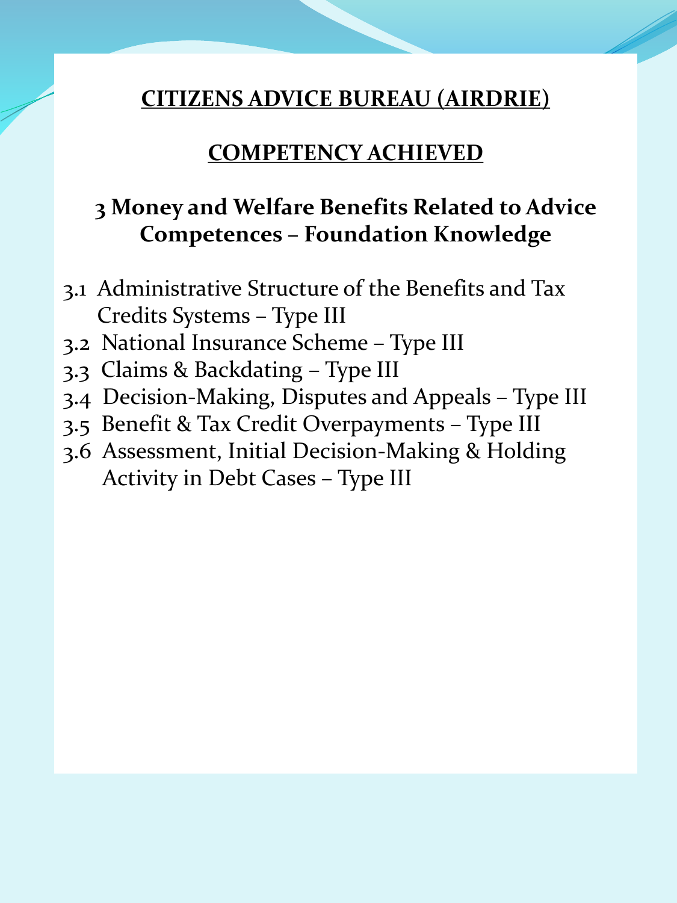# CITIZENS ADVICE BUREAU (AIRDRIE)

## COMPETENCY ACHIEVED

### 3 Money and Welfare Benefits Related to Advice Competences – Foundation Knowledge

3.1 Administrative Structure of the Benefits and Tax Credits Systems – Type III
3.2 National Insurance Scheme – Type III
3.3 Claims & Backdating – Type III
3.4 Decision-Making, Disputes and Appeals – Type III
3.5 Benefit & Tax Credit Overpayments – Type III
3.6 Assessment, Initial Decision-Making & Holding Activity in Debt Cases – Type III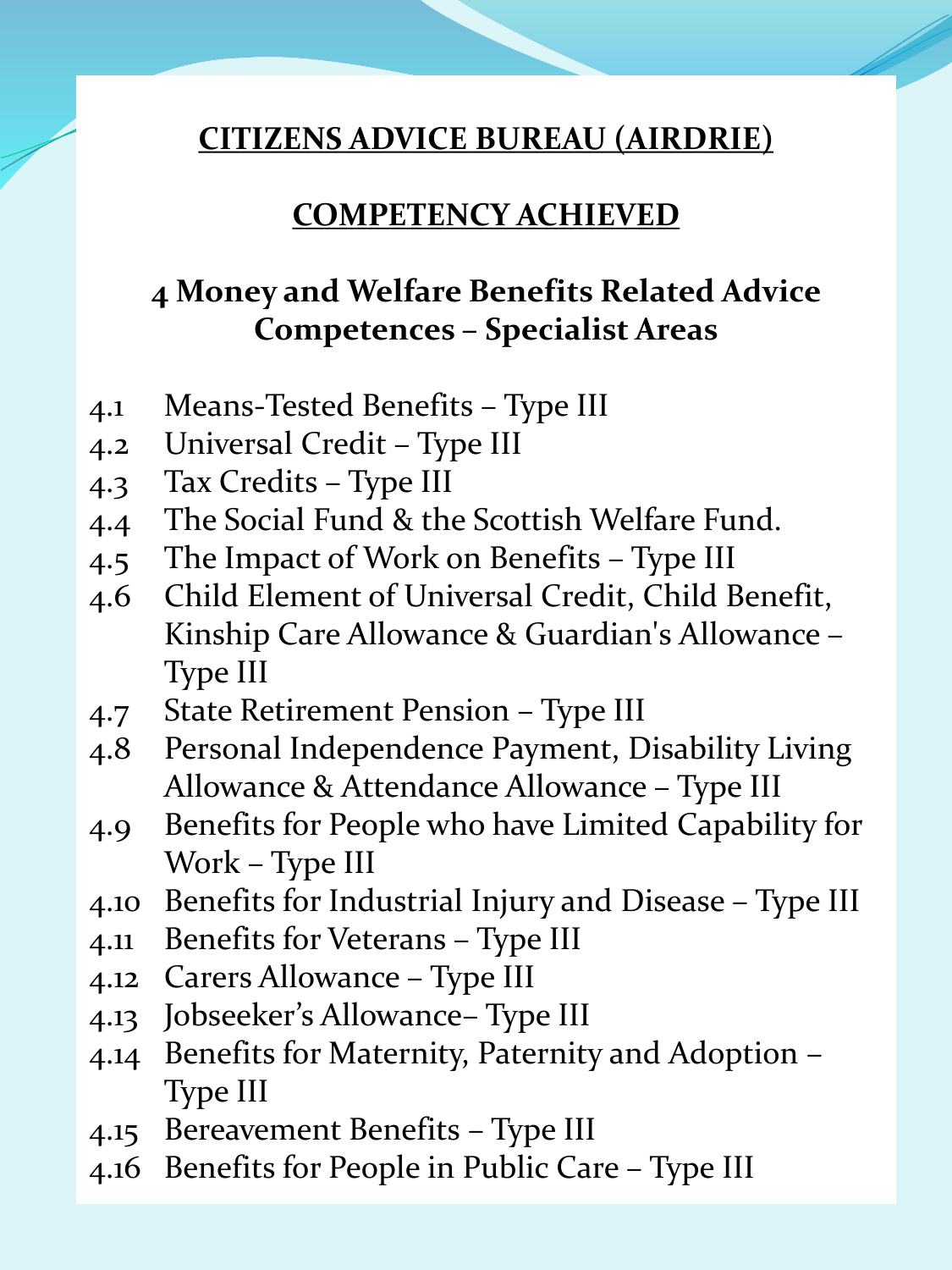# CITIZENS ADVICE BUREAU (AIRDRIE)

## COMPETENCY ACHIEVED

### 4 Money and Welfare Benefits Related Advice Competences – Specialist Areas

- 4.1 Means-Tested Benefits – Type III
- 4.2 Universal Credit – Type III
- 4.3 Tax Credits – Type III
- 4.4 The Social Fund & the Scottish Welfare Fund.
- 4.5 The Impact of Work on Benefits – Type III
- 4.6 Child Element of Universal Credit, Child Benefit, Kinship Care Allowance & Guardian's Allowance – Type III
- 4.7 State Retirement Pension – Type III
- 4.8 Personal Independence Payment, Disability Living Allowance & Attendance Allowance – Type III
- 4.9 Benefits for People who have Limited Capability for Work – Type III
- 4.10 Benefits for Industrial Injury and Disease – Type III
- 4.11 Benefits for Veterans – Type III
- 4.12 Carers Allowance – Type III
- 4.13 Jobseeker's Allowance– Type III
- 4.14 Benefits for Maternity, Paternity and Adoption – Type III
- 4.15 Bereavement Benefits – Type III
- 4.16 Benefits for People in Public Care – Type III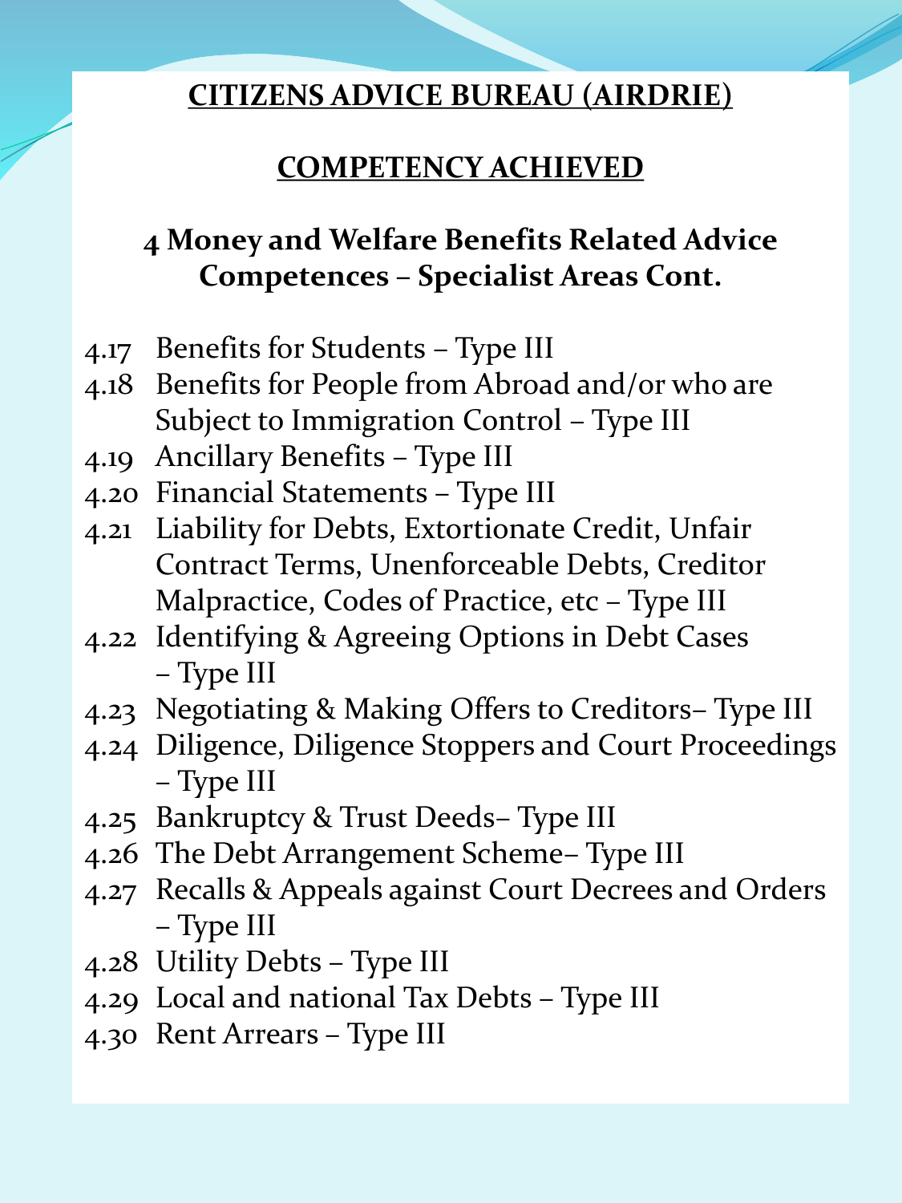# CITIZENS ADVICE BUREAU (AIRDRIE)

## COMPETENCY ACHIEVED

### 4 Money and Welfare Benefits Related Advice Competences – Specialist Areas Cont.

- 4.17 Benefits for Students – Type III
- 4.18 Benefits for People from Abroad and/or who are Subject to Immigration Control – Type III
- 4.19 Ancillary Benefits – Type III
- 4.20 Financial Statements – Type III
- 4.21 Liability for Debts, Extortionate Credit, Unfair Contract Terms, Unenforceable Debts, Creditor Malpractice, Codes of Practice, etc – Type III
- 4.22 Identifying & Agreeing Options in Debt Cases – Type III
- 4.23 Negotiating & Making Offers to Creditors– Type III
- 4.24 Diligence, Diligence Stoppers and Court Proceedings – Type III
- 4.25 Bankruptcy & Trust Deeds– Type III
- 4.26 The Debt Arrangement Scheme– Type III
- 4.27 Recalls & Appeals against Court Decrees and Orders – Type III
- 4.28 Utility Debts – Type III
- 4.29 Local and national Tax Debts – Type III
- 4.30 Rent Arrears – Type III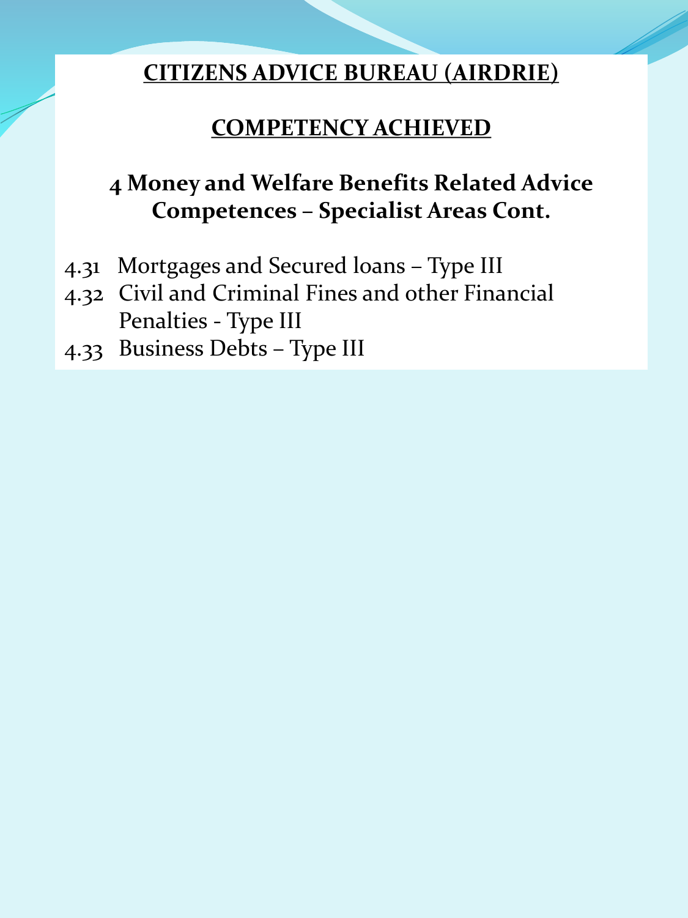# CITIZENS ADVICE BUREAU (AIRDRIE)

## COMPETENCY ACHIEVED

### 4 Money and Welfare Benefits Related Advice Competences – Specialist Areas Cont.

- 4.31 Mortgages and Secured loans – Type III
- 4.32 Civil and Criminal Fines and other Financial Penalties - Type III
- 4.33 Business Debts – Type III